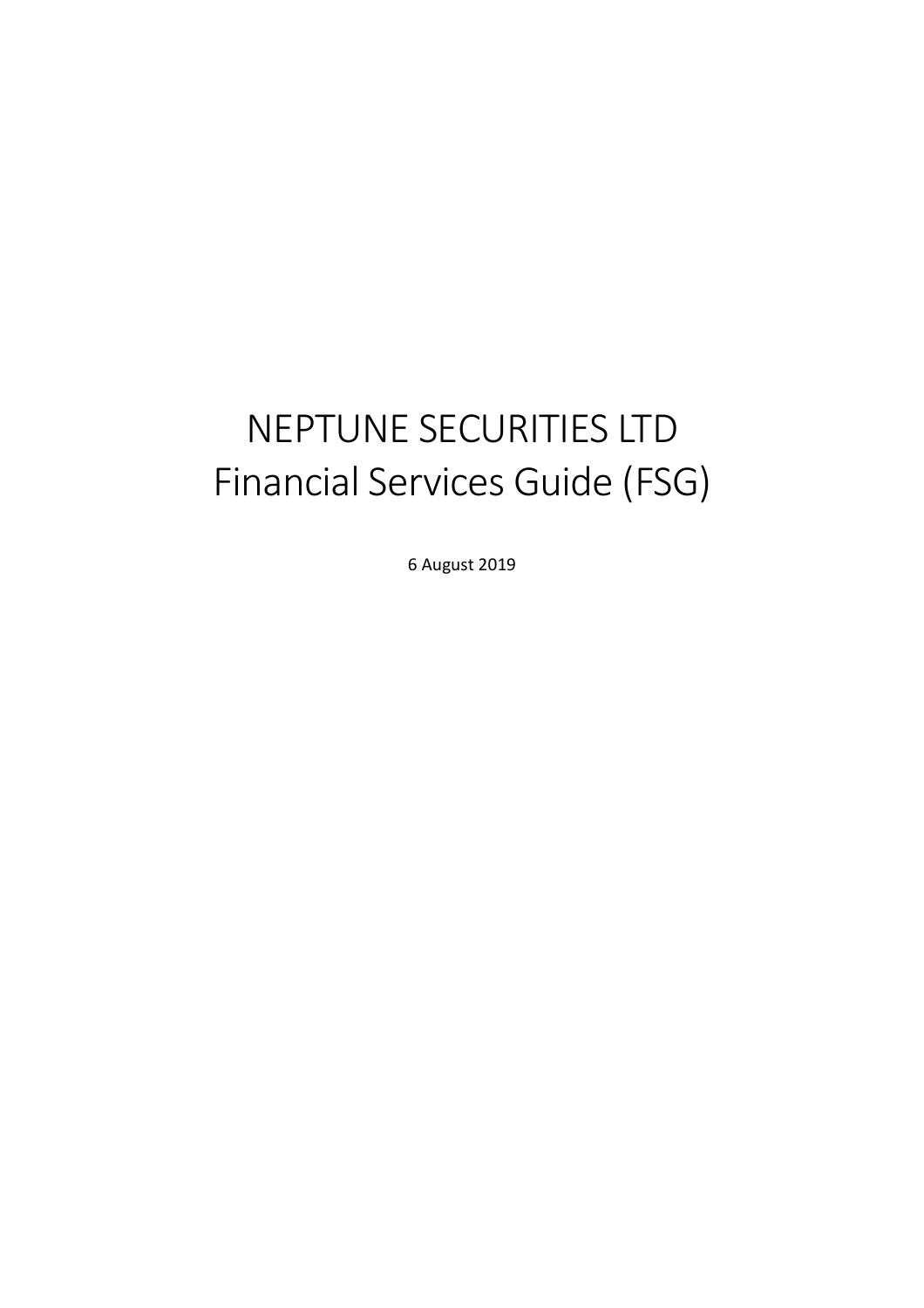# NEPTUNE SECURITIES LTD
# Financial Services Guide (FSG)

6 August 2019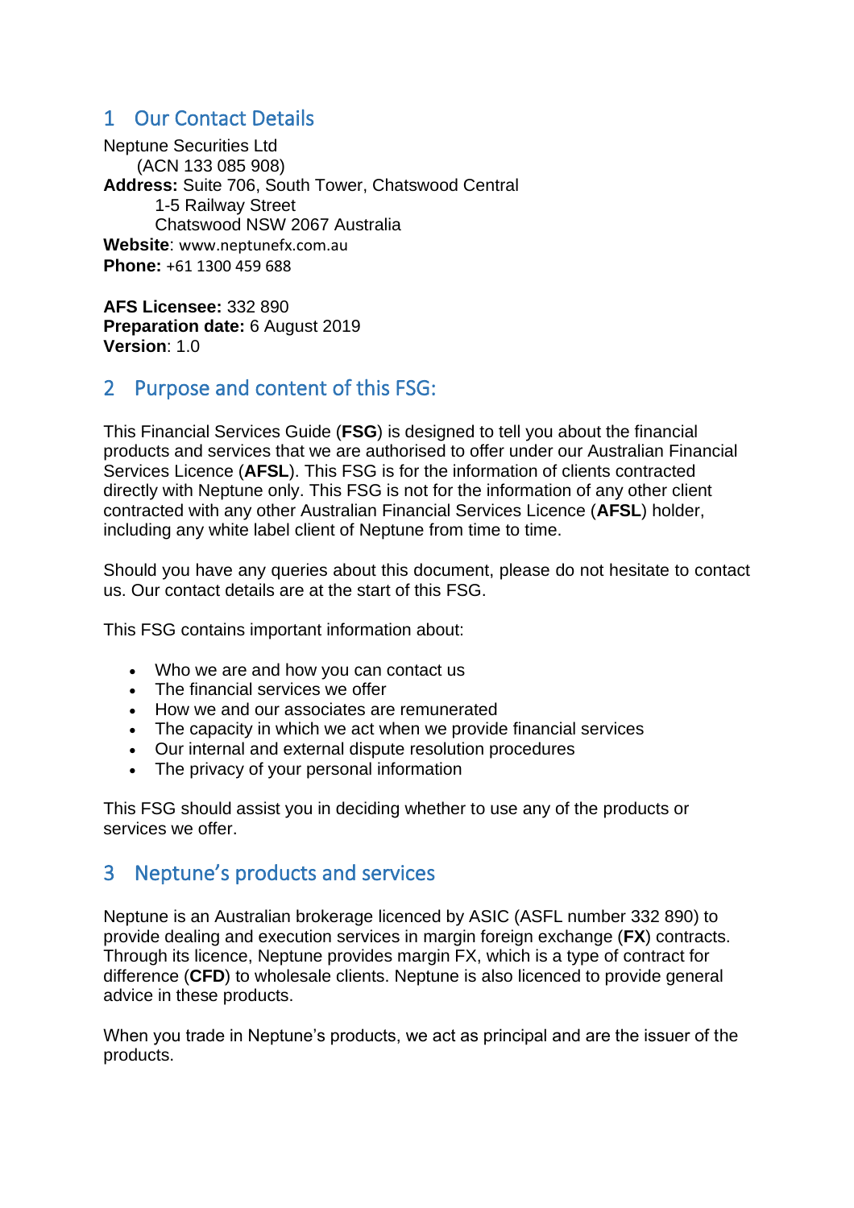## 1 Our Contact Details

Neptune Securities Ltd
(ACN 133 085 908)
**Address:** Suite 706, South Tower, Chatswood Central
1-5 Railway Street
Chatswood NSW 2067 Australia
**Website**: www.neptunefx.com.au
**Phone:** +61 1300 459 688

**AFS Licensee:** 332 890
**Preparation date:** 6 August 2019
**Version**: 1.0

## 2 Purpose and content of this FSG:

This Financial Services Guide (**FSG**) is designed to tell you about the financial products and services that we are authorised to offer under our Australian Financial Services Licence (**AFSL**). This FSG is for the information of clients contracted directly with Neptune only. This FSG is not for the information of any other client contracted with any other Australian Financial Services Licence (**AFSL**) holder, including any white label client of Neptune from time to time.

Should you have any queries about this document, please do not hesitate to contact us. Our contact details are at the start of this FSG.

This FSG contains important information about:

- Who we are and how you can contact us
- The financial services we offer
- How we and our associates are remunerated
- The capacity in which we act when we provide financial services
- Our internal and external dispute resolution procedures
- The privacy of your personal information

This FSG should assist you in deciding whether to use any of the products or services we offer.

## 3 Neptune's products and services

Neptune is an Australian brokerage licenced by ASIC (ASFL number 332 890) to provide dealing and execution services in margin foreign exchange (**FX**) contracts. Through its licence, Neptune provides margin FX, which is a type of contract for difference (**CFD**) to wholesale clients. Neptune is also licenced to provide general advice in these products.

When you trade in Neptune's products, we act as principal and are the issuer of the products.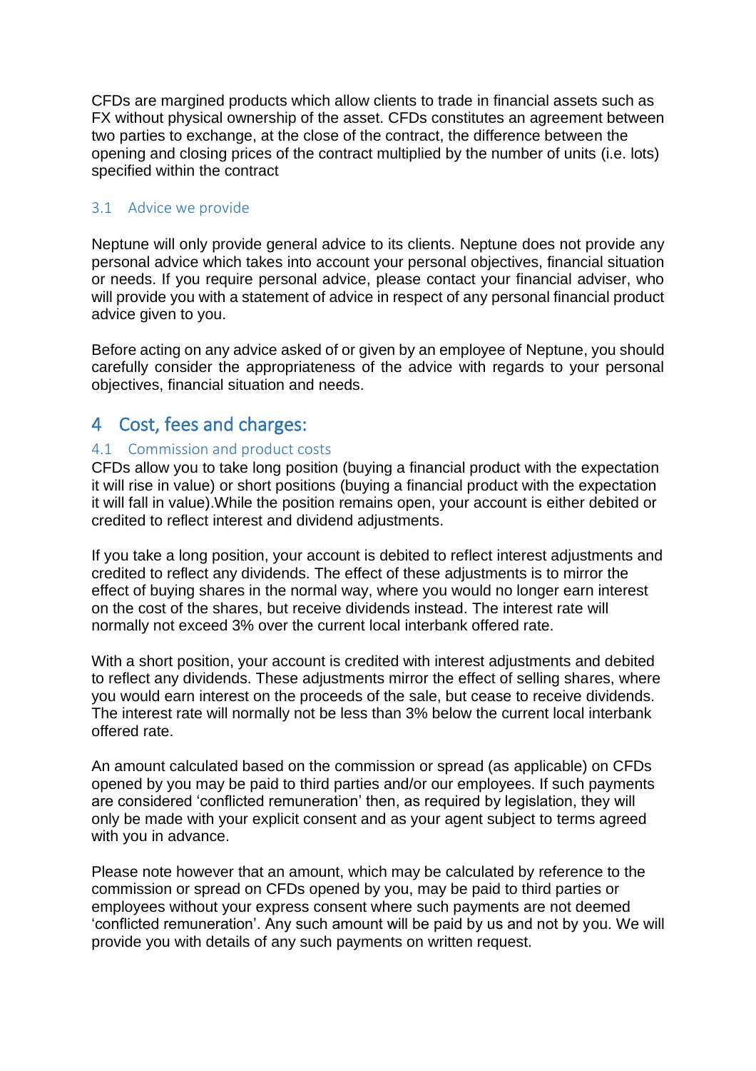CFDs are margined products which allow clients to trade in financial assets such as FX without physical ownership of the asset. CFDs constitutes an agreement between two parties to exchange, at the close of the contract, the difference between the opening and closing prices of the contract multiplied by the number of units (i.e. lots) specified within the contract

### 3.1 Advice we provide

Neptune will only provide general advice to its clients. Neptune does not provide any personal advice which takes into account your personal objectives, financial situation or needs. If you require personal advice, please contact your financial adviser, who will provide you with a statement of advice in respect of any personal financial product advice given to you.

Before acting on any advice asked of or given by an employee of Neptune, you should carefully consider the appropriateness of the advice with regards to your personal objectives, financial situation and needs.

## 4 Cost, fees and charges:

### 4.1 Commission and product costs

CFDs allow you to take long position (buying a financial product with the expectation it will rise in value) or short positions (buying a financial product with the expectation it will fall in value).While the position remains open, your account is either debited or credited to reflect interest and dividend adjustments.

If you take a long position, your account is debited to reflect interest adjustments and credited to reflect any dividends. The effect of these adjustments is to mirror the effect of buying shares in the normal way, where you would no longer earn interest on the cost of the shares, but receive dividends instead. The interest rate will normally not exceed 3% over the current local interbank offered rate.

With a short position, your account is credited with interest adjustments and debited to reflect any dividends. These adjustments mirror the effect of selling shares, where you would earn interest on the proceeds of the sale, but cease to receive dividends. The interest rate will normally not be less than 3% below the current local interbank offered rate.

An amount calculated based on the commission or spread (as applicable) on CFDs opened by you may be paid to third parties and/or our employees. If such payments are considered 'conflicted remuneration' then, as required by legislation, they will only be made with your explicit consent and as your agent subject to terms agreed with you in advance.

Please note however that an amount, which may be calculated by reference to the commission or spread on CFDs opened by you, may be paid to third parties or employees without your express consent where such payments are not deemed 'conflicted remuneration'. Any such amount will be paid by us and not by you. We will provide you with details of any such payments on written request.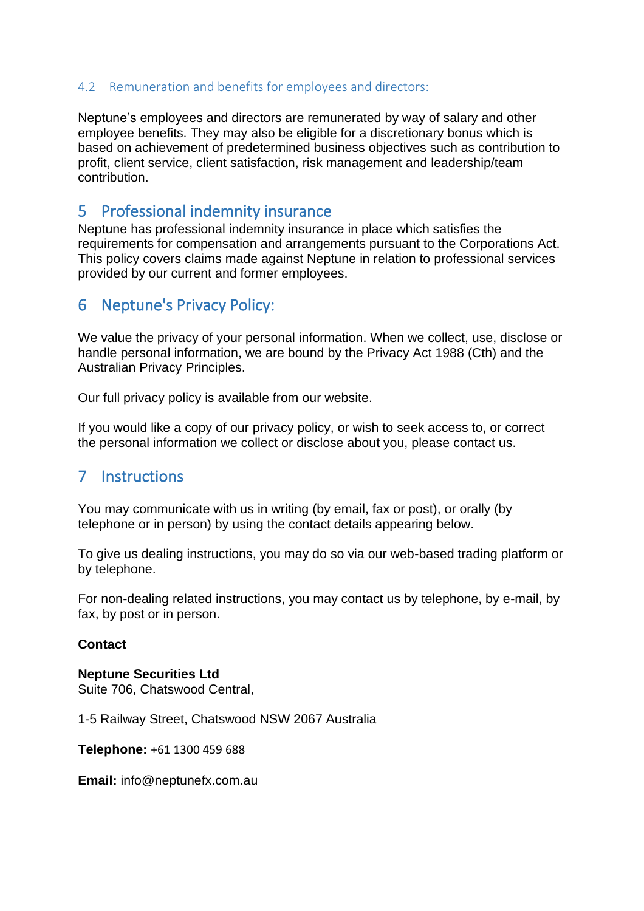### 4.2 Remuneration and benefits for employees and directors:

Neptune's employees and directors are remunerated by way of salary and other employee benefits. They may also be eligible for a discretionary bonus which is based on achievement of predetermined business objectives such as contribution to profit, client service, client satisfaction, risk management and leadership/team contribution.

## 5 Professional indemnity insurance

Neptune has professional indemnity insurance in place which satisfies the requirements for compensation and arrangements pursuant to the Corporations Act. This policy covers claims made against Neptune in relation to professional services provided by our current and former employees.

## 6 Neptune's Privacy Policy:

We value the privacy of your personal information. When we collect, use, disclose or handle personal information, we are bound by the Privacy Act 1988 (Cth) and the Australian Privacy Principles.

Our full privacy policy is available from our website.

If you would like a copy of our privacy policy, or wish to seek access to, or correct the personal information we collect or disclose about you, please contact us.

## 7 Instructions

You may communicate with us in writing (by email, fax or post), or orally (by telephone or in person) by using the contact details appearing below.

To give us dealing instructions, you may do so via our web-based trading platform or by telephone.

For non-dealing related instructions, you may contact us by telephone, by e-mail, by fax, by post or in person.

**Contact**

**Neptune Securities Ltd**
Suite 706, Chatswood Central,

1-5 Railway Street, Chatswood NSW 2067 Australia

**Telephone:** +61 1300 459 688

**Email:** info@neptunefx.com.au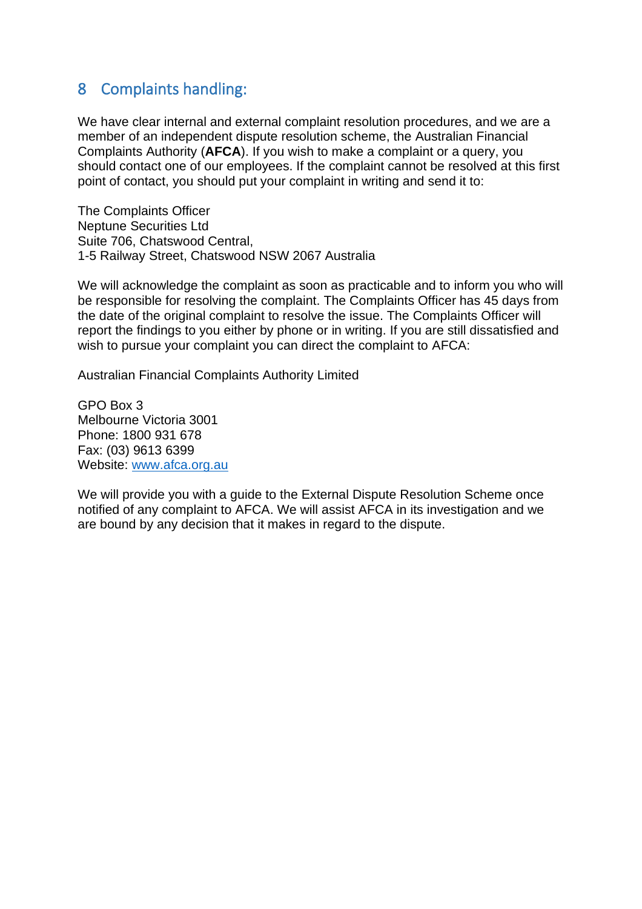## 8 Complaints handling:

We have clear internal and external complaint resolution procedures, and we are a member of an independent dispute resolution scheme, the Australian Financial Complaints Authority (**AFCA**). If you wish to make a complaint or a query, you should contact one of our employees. If the complaint cannot be resolved at this first point of contact, you should put your complaint in writing and send it to:

The Complaints Officer
Neptune Securities Ltd
Suite 706, Chatswood Central,
1-5 Railway Street, Chatswood NSW 2067 Australia

We will acknowledge the complaint as soon as practicable and to inform you who will be responsible for resolving the complaint. The Complaints Officer has 45 days from the date of the original complaint to resolve the issue. The Complaints Officer will report the findings to you either by phone or in writing. If you are still dissatisfied and wish to pursue your complaint you can direct the complaint to AFCA:

Australian Financial Complaints Authority Limited

GPO Box 3
Melbourne Victoria 3001
Phone: 1800 931 678
Fax: (03) 9613 6399
Website: [www.afca.org.au](http://www.afca.org.au)

We will provide you with a guide to the External Dispute Resolution Scheme once notified of any complaint to AFCA. We will assist AFCA in its investigation and we are bound by any decision that it makes in regard to the dispute.